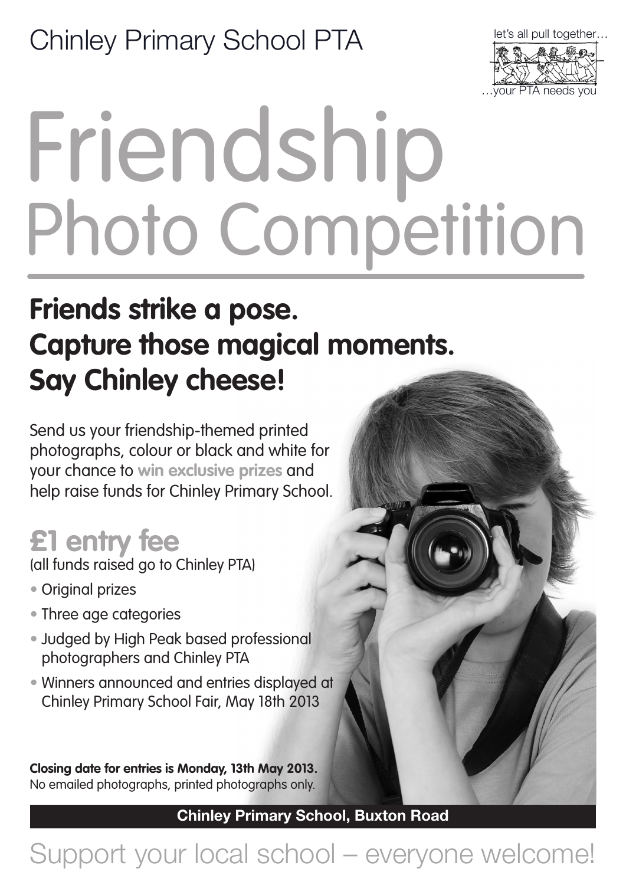Chinley Primary School PTA

let's all pull together…
…your PTA needs you

# Friendship Photo Competition

## Friends strike a pose. Capture those magical moments. Say Chinley cheese!

Send us your friendship-themed printed photographs, colour or black and white for your chance to **win exclusive prizes** and help raise funds for Chinley Primary School.

## £1 entry fee

(all funds raised go to Chinley PTA)

- Original prizes
- Three age categories
- Judged by High Peak based professional photographers and Chinley PTA
- Winners announced and entries displayed at Chinley Primary School Fair, May 18th 2013

**Closing date for entries is Monday, 13th May 2013.**
No emailed photographs, printed photographs only.

**Chinley Primary School, Buxton Road**

Support your local school – everyone welcome!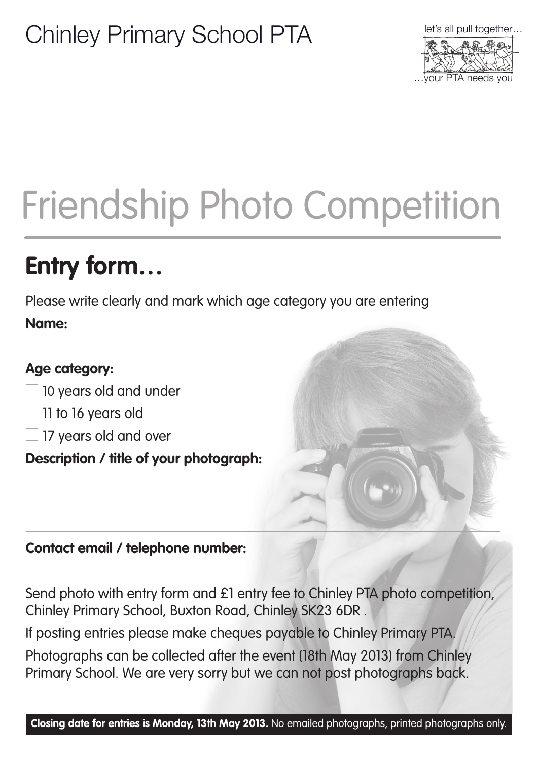# Chinley Primary School PTA

let's all pull together…

…your PTA needs you

# Friendship Photo Competition

## Entry form…

Please write clearly and mark which age category you are entering

**Name:**

**Age category:**

- ☐ 10 years old and under
- ☐ 11 to 16 years old
- ☐ 17 years old and over

**Description / title of your photograph:**

**Contact email / telephone number:**

Send photo with entry form and £1 entry fee to Chinley PTA photo competition, Chinley Primary School, Buxton Road, Chinley SK23 6DR .

If posting entries please make cheques payable to Chinley Primary PTA.

Photographs can be collected after the event (18th May 2013) from Chinley Primary School. We are very sorry but we can not post photographs back.

**Closing date for entries is Monday, 13th May 2013.** No emailed photographs, printed photographs only.